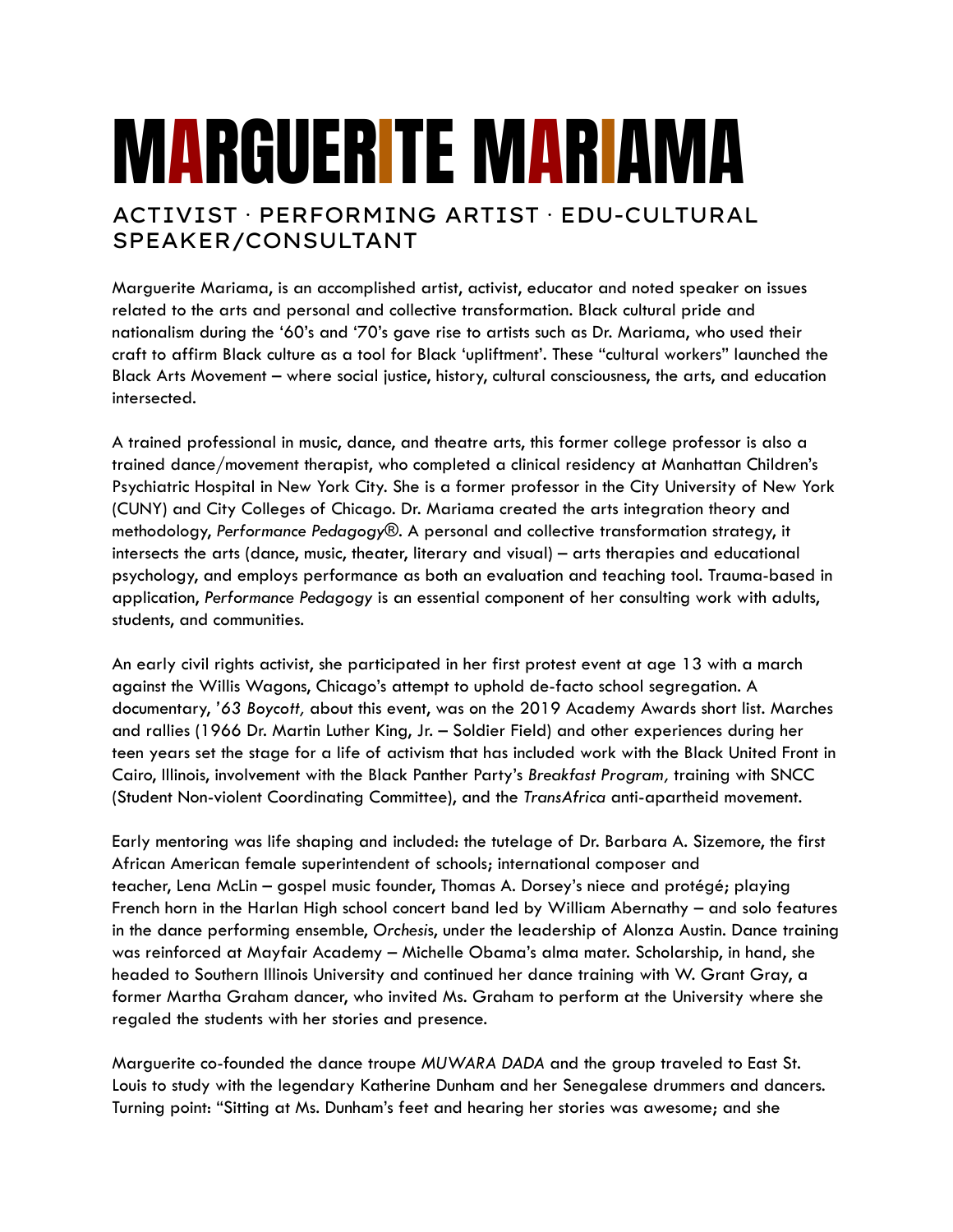# MARGUERITE MARIAMA

## ACTIVIST · PERFORMING ARTIST · EDU-CULTURAL SPEAKER/CONSULTANT

Marguerite Mariama, is an accomplished artist, activist, educator and noted speaker on issues related to the arts and personal and collective transformation. Black cultural pride and nationalism during the '60's and '70's gave rise to artists such as Dr. Mariama, who used their craft to affirm Black culture as a tool for Black 'upliftment'. These "cultural workers" launched the Black Arts Movement – where social justice, history, cultural consciousness, the arts, and education intersected.

A trained professional in music, dance, and theatre arts, this former college professor is also a trained dance/movement therapist, who completed a clinical residency at Manhattan Children's Psychiatric Hospital in New York City. She is a former professor in the City University of New York (CUNY) and City Colleges of Chicago. Dr. Mariama created the arts integration theory and methodology, *Performance Pedagogy*®. A personal and collective transformation strategy, it intersects the arts (dance, music, theater, literary and visual) – arts therapies and educational psychology, and employs performance as both an evaluation and teaching tool. Trauma-based in application, *Performance Pedagogy* is an essential component of her consulting work with adults, students, and communities.

An early civil rights activist, she participated in her first protest event at age 13 with a march against the Willis Wagons, Chicago's attempt to uphold de-facto school segregation. A documentary, *'63 Boycott,* about this event, was on the 2019 Academy Awards short list. Marches and rallies (1966 Dr. Martin Luther King, Jr. – Soldier Field) and other experiences during her teen years set the stage for a life of activism that has included work with the Black United Front in Cairo, Illinois, involvement with the Black Panther Party's *Breakfast Program,* training with SNCC (Student Non-violent Coordinating Committee), and the *TransAfrica* anti-apartheid movement.

Early mentoring was life shaping and included: the tutelage of Dr. Barbara A. Sizemore, the first African American female superintendent of schools; international composer and teacher, Lena McLin – gospel music founder, Thomas A. Dorsey's niece and protégé; playing French horn in the Harlan High school concert band led by William Abernathy – and solo features in the dance performing ensemble, *Orchesis*, under the leadership of Alonza Austin. Dance training was reinforced at Mayfair Academy – Michelle Obama's alma mater. Scholarship, in hand, she headed to Southern Illinois University and continued her dance training with W. Grant Gray, a former Martha Graham dancer, who invited Ms. Graham to perform at the University where she regaled the students with her stories and presence.

Marguerite co-founded the dance troupe *MUWARA DADA* and the group traveled to East St. Louis to study with the legendary Katherine Dunham and her Senegalese drummers and dancers. Turning point: "Sitting at Ms. Dunham's feet and hearing her stories was awesome; and she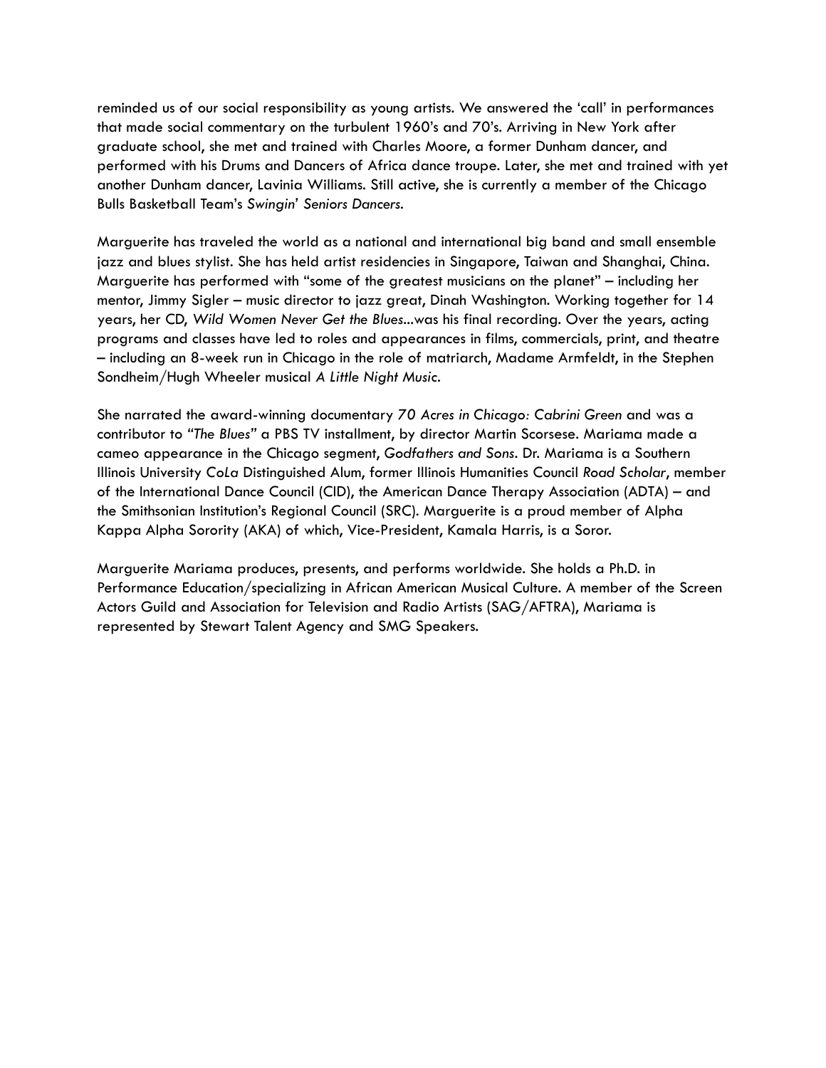reminded us of our social responsibility as young artists. We answered the 'call' in performances that made social commentary on the turbulent 1960's and 70's. Arriving in New York after graduate school, she met and trained with Charles Moore, a former Dunham dancer, and performed with his Drums and Dancers of Africa dance troupe. Later, she met and trained with yet another Dunham dancer, Lavinia Williams. Still active, she is currently a member of the Chicago Bulls Basketball Team's *Swingin' Seniors Dancers*.

Marguerite has traveled the world as a national and international big band and small ensemble jazz and blues stylist. She has held artist residencies in Singapore, Taiwan and Shanghai, China. Marguerite has performed with "some of the greatest musicians on the planet" – including her mentor, Jimmy Sigler – music director to jazz great, Dinah Washington. Working together for 14 years, her CD, *Wild Women Never Get the Blues*...was his final recording. Over the years, acting programs and classes have led to roles and appearances in films, commercials, print, and theatre – including an 8-week run in Chicago in the role of matriarch, Madame Armfeldt, in the Stephen Sondheim/Hugh Wheeler musical *A Little Night Music*.

She narrated the award-winning documentary *70 Acres in Chicago: Cabrini Green* and was a contributor to *"The Blues"* a PBS TV installment, by director Martin Scorsese. Mariama made a cameo appearance in the Chicago segment, *Godfathers and Sons*. Dr. Mariama is a Southern Illinois University *CoLa* Distinguished Alum, former Illinois Humanities Council *Road Scholar*, member of the International Dance Council (CID), the American Dance Therapy Association (ADTA) – and the Smithsonian Institution's Regional Council (SRC). Marguerite is a proud member of Alpha Kappa Alpha Sorority (AKA) of which, Vice-President, Kamala Harris, is a Soror.

Marguerite Mariama produces, presents, and performs worldwide. She holds a Ph.D. in Performance Education/specializing in African American Musical Culture. A member of the Screen Actors Guild and Association for Television and Radio Artists (SAG/AFTRA), Mariama is represented by Stewart Talent Agency and SMG Speakers.